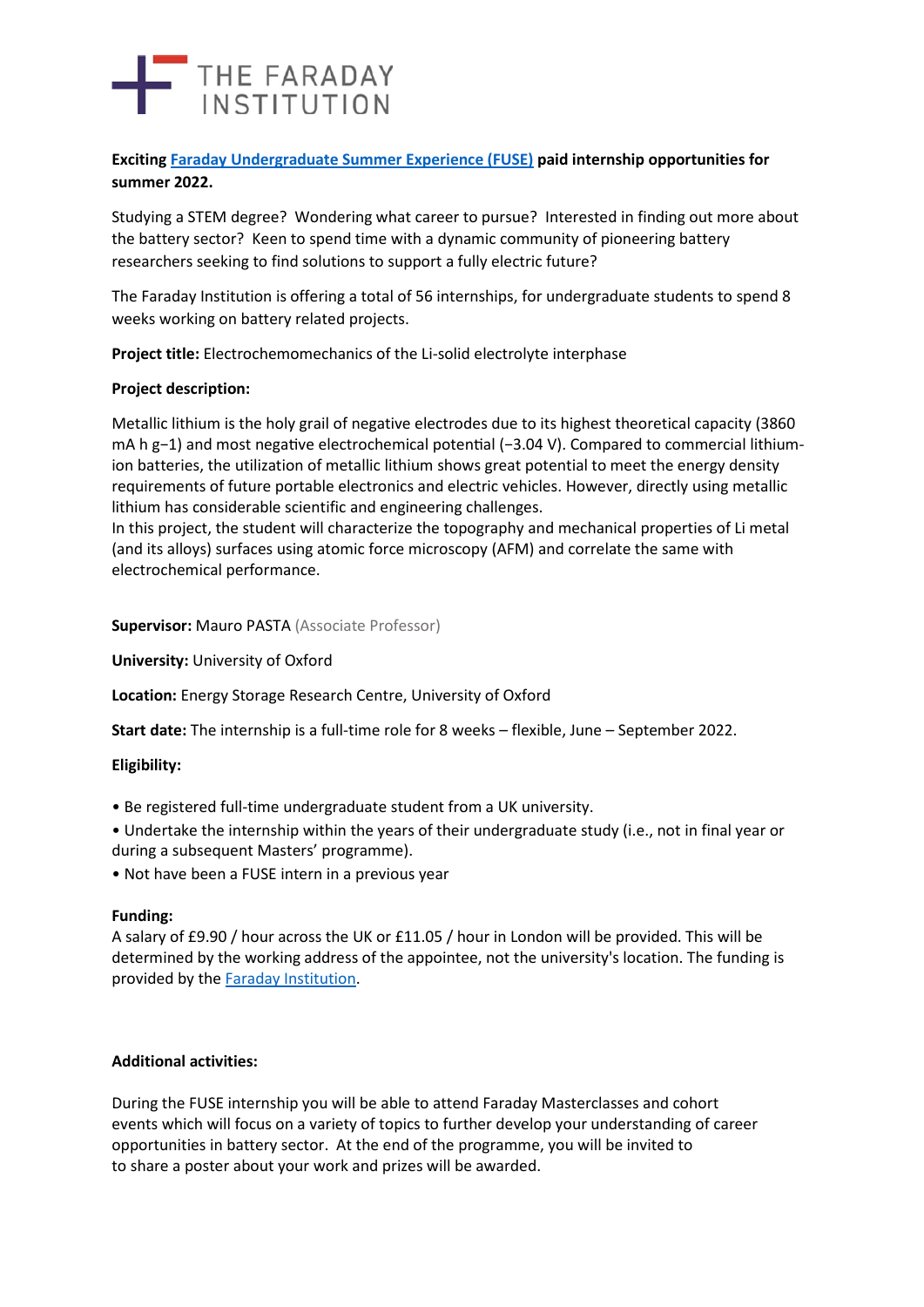THE FARADAY INSTITUTION

**Exciting [Faraday Undergraduate Summer Experience (FUSE)] paid internship opportunities for summer 2022.**

Studying a STEM degree? Wondering what career to pursue? Interested in finding out more about the battery sector? Keen to spend time with a dynamic community of pioneering battery researchers seeking to find solutions to support a fully electric future?

The Faraday Institution is offering a total of 56 internships, for undergraduate students to spend 8 weeks working on battery related projects.

**Project title:** Electrochemomechanics of the Li-solid electrolyte interphase

**Project description:**

Metallic lithium is the holy grail of negative electrodes due to its highest theoretical capacity (3860 mA h $g^{-1}$) and most negative electrochemical potential (−3.04 V). Compared to commercial lithium-ion batteries, the utilization of metallic lithium shows great potential to meet the energy density requirements of future portable electronics and electric vehicles. However, directly using metallic lithium has considerable scientific and engineering challenges.
In this project, the student will characterize the topography and mechanical properties of Li metal (and its alloys) surfaces using atomic force microscopy (AFM) and correlate the same with electrochemical performance.

**Supervisor:** Mauro PASTA (Associate Professor)

**University:** University of Oxford

**Location:** Energy Storage Research Centre, University of Oxford

**Start date:** The internship is a full-time role for 8 weeks – flexible, June – September 2022.

**Eligibility:**

- Be registered full-time undergraduate student from a UK university.
- Undertake the internship within the years of their undergraduate study (i.e., not in final year or during a subsequent Masters' programme).
- Not have been a FUSE intern in a previous year

**Funding:**
A salary of £9.90 / hour across the UK or £11.05 / hour in London will be provided. This will be determined by the working address of the appointee, not the university's location. The funding is provided by the [Faraday Institution].

**Additional activities:**

During the FUSE internship you will be able to attend Faraday Masterclasses and cohort events which will focus on a variety of topics to further develop your understanding of career opportunities in battery sector. At the end of the programme, you will be invited to to share a poster about your work and prizes will be awarded.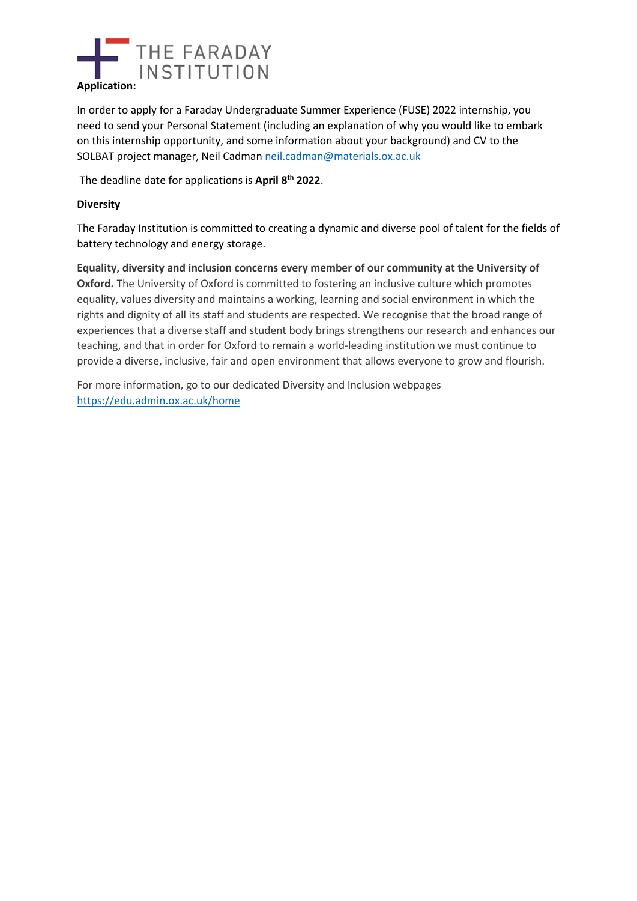**Application:**

In order to apply for a Faraday Undergraduate Summer Experience (FUSE) 2022 internship, you need to send your Personal Statement (including an explanation of why you would like to embark on this internship opportunity, and some information about your background) and CV to the SOLBAT project manager, Neil Cadman neil.cadman@materials.ox.ac.uk

The deadline date for applications is **April 8th 2022**.

**Diversity**

The Faraday Institution is committed to creating a dynamic and diverse pool of talent for the fields of battery technology and energy storage.

**Equality, diversity and inclusion concerns every member of our community at the University of Oxford.** The University of Oxford is committed to fostering an inclusive culture which promotes equality, values diversity and maintains a working, learning and social environment in which the rights and dignity of all its staff and students are respected. We recognise that the broad range of experiences that a diverse staff and student body brings strengthens our research and enhances our teaching, and that in order for Oxford to remain a world-leading institution we must continue to provide a diverse, inclusive, fair and open environment that allows everyone to grow and flourish.

For more information, go to our dedicated Diversity and Inclusion webpages https://edu.admin.ox.ac.uk/home